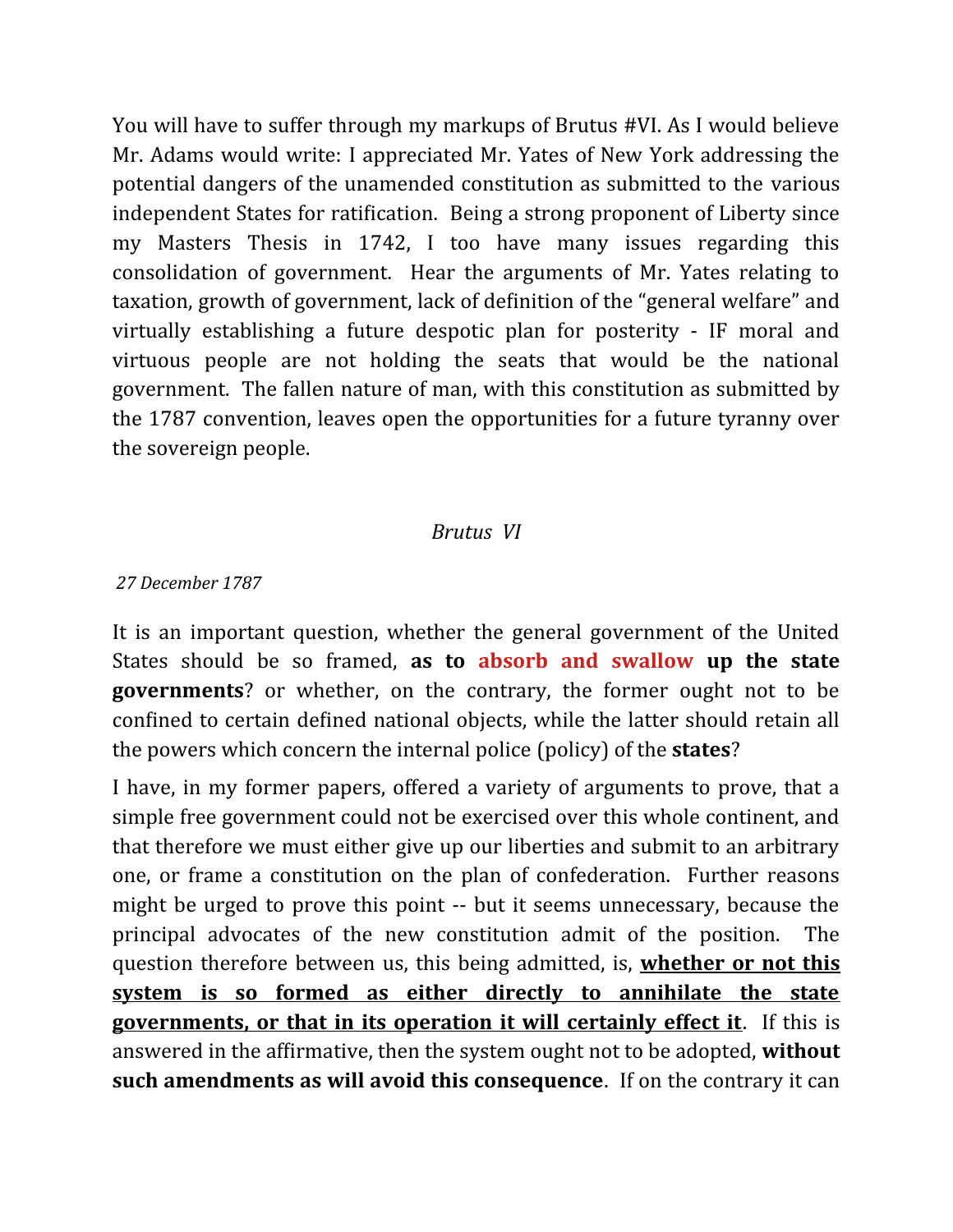You will have to suffer through my markups of Brutus #VI. As I would believe Mr. Adams would write: I appreciated Mr. Yates of New York addressing the potential dangers of the unamended constitution as submitted to the various independent States for ratification. Being a strong proponent of Liberty since my Masters Thesis in 1742, I too have many issues regarding this consolidation of government. Hear the arguments of Mr. Yates relating to taxation, growth of government, lack of definition of the "general welfare" and virtually establishing a future despotic plan for posterity - IF moral and virtuous people are not holding the seats that would be the national government. The fallen nature of man, with this constitution as submitted by the 1787 convention, leaves open the opportunities for a future tyranny over the sovereign people.

*Brutus VI*

*27 December 1787*

It is an important question, whether the general government of the United States should be so framed, **as to absorb and swallow up the state governments**? or whether, on the contrary, the former ought not to be confined to certain defined national objects, while the latter should retain all the powers which concern the internal police (policy) of the **states**?

I have, in my former papers, offered a variety of arguments to prove, that a simple free government could not be exercised over this whole continent, and that therefore we must either give up our liberties and submit to an arbitrary one, or frame a constitution on the plan of confederation. Further reasons might be urged to prove this point -- but it seems unnecessary, because the principal advocates of the new constitution admit of the position. The question therefore between us, this being admitted, is, **whether or not this system is so formed as either directly to annihilate the state governments, or that in its operation it will certainly effect it**. If this is answered in the affirmative, then the system ought not to be adopted, **without such amendments as will avoid this consequence**. If on the contrary it can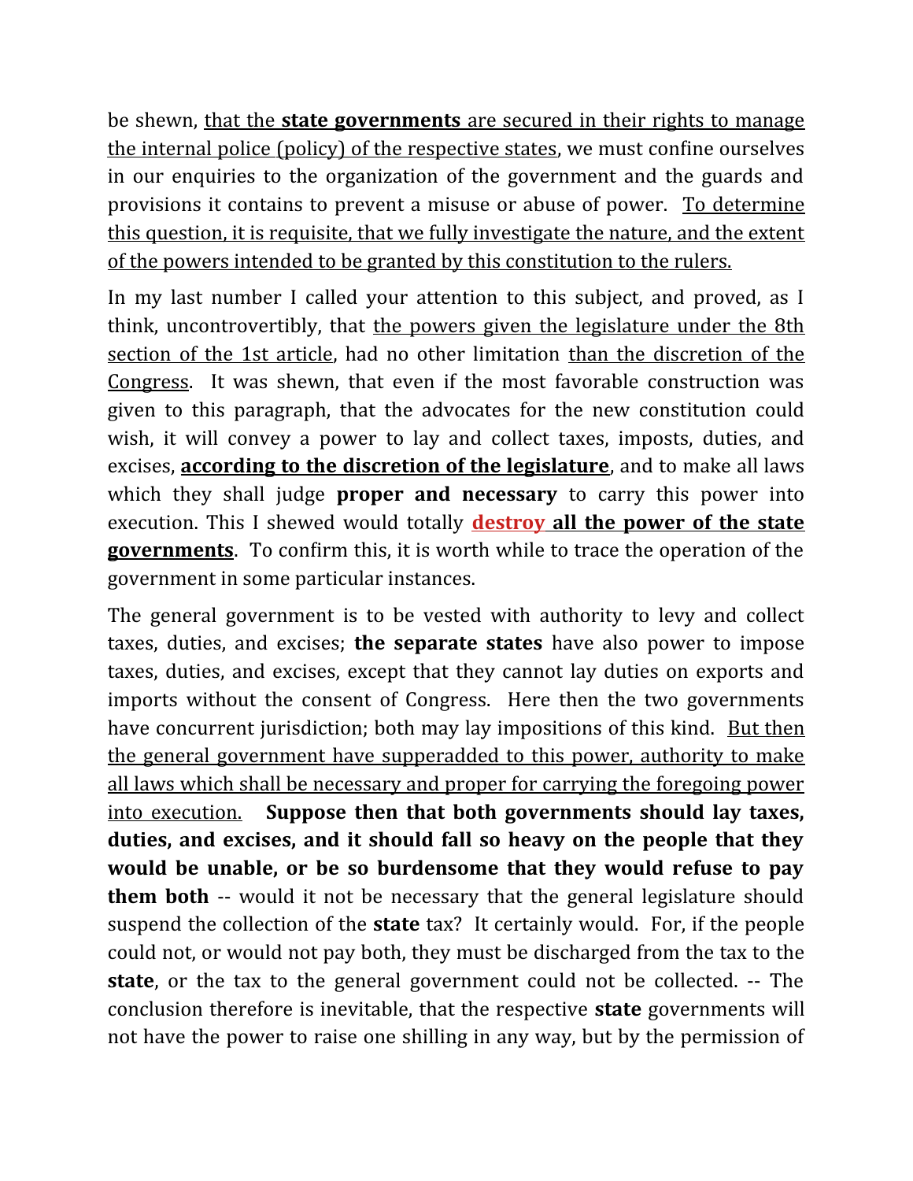be shewn, that the **state governments** are secured in their rights to manage the internal police (policy) of the respective states, we must confine ourselves in our enquiries to the organization of the government and the guards and provisions it contains to prevent a misuse or abuse of power. To determine this question, it is requisite, that we fully investigate the nature, and the extent of the powers intended to be granted by this constitution to the rulers.

In my last number I called your attention to this subject, and proved, as I think, uncontrovertibly, that the powers given the legislature under the 8th section of the 1st article, had no other limitation than the discretion of the Congress. It was shewn, that even if the most favorable construction was given to this paragraph, that the advocates for the new constitution could wish, it will convey a power to lay and collect taxes, imposts, duties, and excises, **according to the discretion of the legislature**, and to make all laws which they shall judge **proper and necessary** to carry this power into execution. This I shewed would totally **destroy all the power of the state governments**. To confirm this, it is worth while to trace the operation of the government in some particular instances.

The general government is to be vested with authority to levy and collect taxes, duties, and excises; **the separate states** have also power to impose taxes, duties, and excises, except that they cannot lay duties on exports and imports without the consent of Congress. Here then the two governments have concurrent jurisdiction; both may lay impositions of this kind. But then the general government have supperadded to this power, authority to make all laws which shall be necessary and proper for carrying the foregoing power into execution. **Suppose then that both governments should lay taxes, duties, and excises, and it should fall so heavy on the people that they would be unable, or be so burdensome that they would refuse to pay them both** -- would it not be necessary that the general legislature should suspend the collection of the **state** tax? It certainly would. For, if the people could not, or would not pay both, they must be discharged from the tax to the **state**, or the tax to the general government could not be collected. -- The conclusion therefore is inevitable, that the respective **state** governments will not have the power to raise one shilling in any way, but by the permission of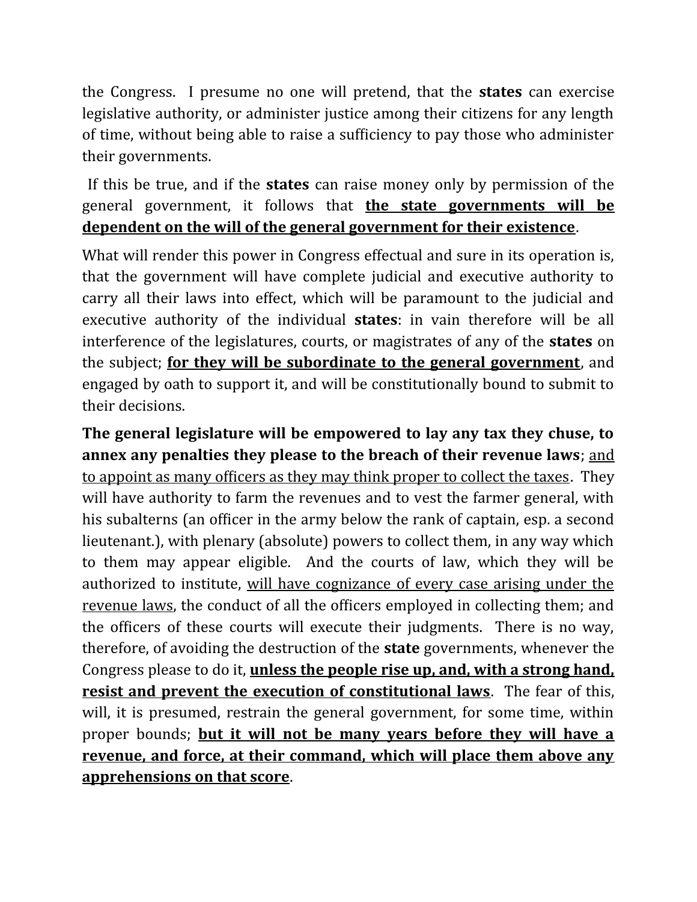the Congress. I presume no one will pretend, that the **states** can exercise legislative authority, or administer justice among their citizens for any length of time, without being able to raise a sufficiency to pay those who administer their governments.

If this be true, and if the **states** can raise money only by permission of the general government, it follows that <u>**the state governments will be dependent on the will of the general government for their existence**</u>.

What will render this power in Congress effectual and sure in its operation is, that the government will have complete judicial and executive authority to carry all their laws into effect, which will be paramount to the judicial and executive authority of the individual **states**: in vain therefore will be all interference of the legislatures, courts, or magistrates of any of the **states** on the subject; <u>**for they will be subordinate to the general government**</u>, and engaged by oath to support it, and will be constitutionally bound to submit to their decisions.

**The general legislature will be empowered to lay any tax they chuse, to annex any penalties they please to the breach of their revenue laws**; <u>and to appoint as many officers as they may think proper to collect the taxes</u>. They will have authority to farm the revenues and to vest the farmer general, with his subalterns (an officer in the army below the rank of captain, esp. a second lieutenant.), with plenary (absolute) powers to collect them, in any way which to them may appear eligible. And the courts of law, which they will be authorized to institute, <u>will have cognizance of every case arising under the revenue laws</u>, the conduct of all the officers employed in collecting them; and the officers of these courts will execute their judgments. There is no way, therefore, of avoiding the destruction of the **state** governments, whenever the Congress please to do it, <u>**unless the people rise up, and, with a strong hand, resist and prevent the execution of constitutional laws**</u>. The fear of this, will, it is presumed, restrain the general government, for some time, within proper bounds; <u>**but it will not be many years before they will have a revenue, and force, at their command, which will place them above any apprehensions on that score**</u>.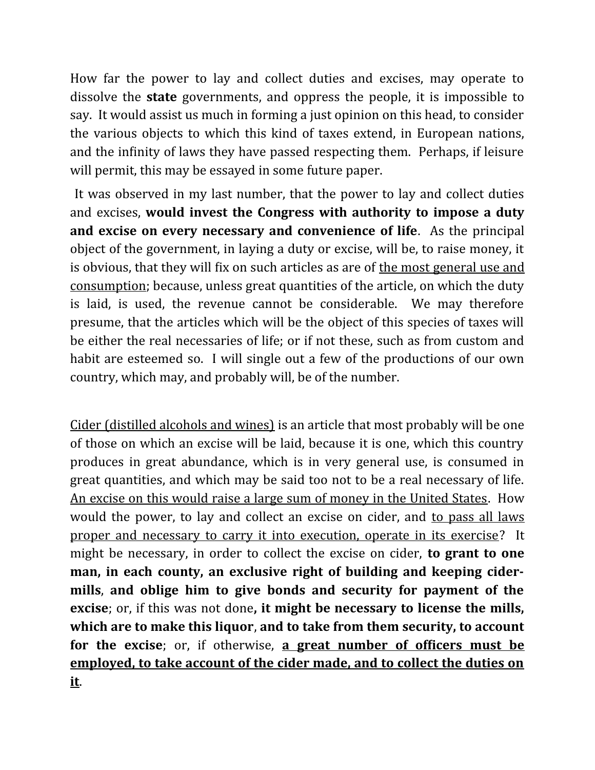How far the power to lay and collect duties and excises, may operate to dissolve the **state** governments, and oppress the people, it is impossible to say. It would assist us much in forming a just opinion on this head, to consider the various objects to which this kind of taxes extend, in European nations, and the infinity of laws they have passed respecting them. Perhaps, if leisure will permit, this may be essayed in some future paper.

It was observed in my last number, that the power to lay and collect duties and excises, **would invest the Congress with authority to impose a duty and excise on every necessary and convenience of life**. As the principal object of the government, in laying a duty or excise, will be, to raise money, it is obvious, that they will fix on such articles as are of <u>the most general use and consumption</u>; because, unless great quantities of the article, on which the duty is laid, is used, the revenue cannot be considerable. We may therefore presume, that the articles which will be the object of this species of taxes will be either the real necessaries of life; or if not these, such as from custom and habit are esteemed so. I will single out a few of the productions of our own country, which may, and probably will, be of the number.

<u>Cider (distilled alcohols and wines)</u> is an article that most probably will be one of those on which an excise will be laid, because it is one, which this country produces in great abundance, which is in very general use, is consumed in great quantities, and which may be said too not to be a real necessary of life. <u>An excise on this would raise a large sum of money in the United States</u>. How would the power, to lay and collect an excise on cider, and <u>to pass all laws proper and necessary to carry it into execution, operate in its exercise</u>? It might be necessary, in order to collect the excise on cider, **to grant to one man, in each county, an exclusive right of building and keeping cider-mills**, **and oblige him to give bonds and security for payment of the excise**; or, if this was not done**, it might be necessary to license the mills, which are to make this liquor**, **and to take from them security, to account for the excise**; or, if otherwise, **<u>a great number of officers must be employed, to take account of the cider made, and to collect the duties on it</u>**.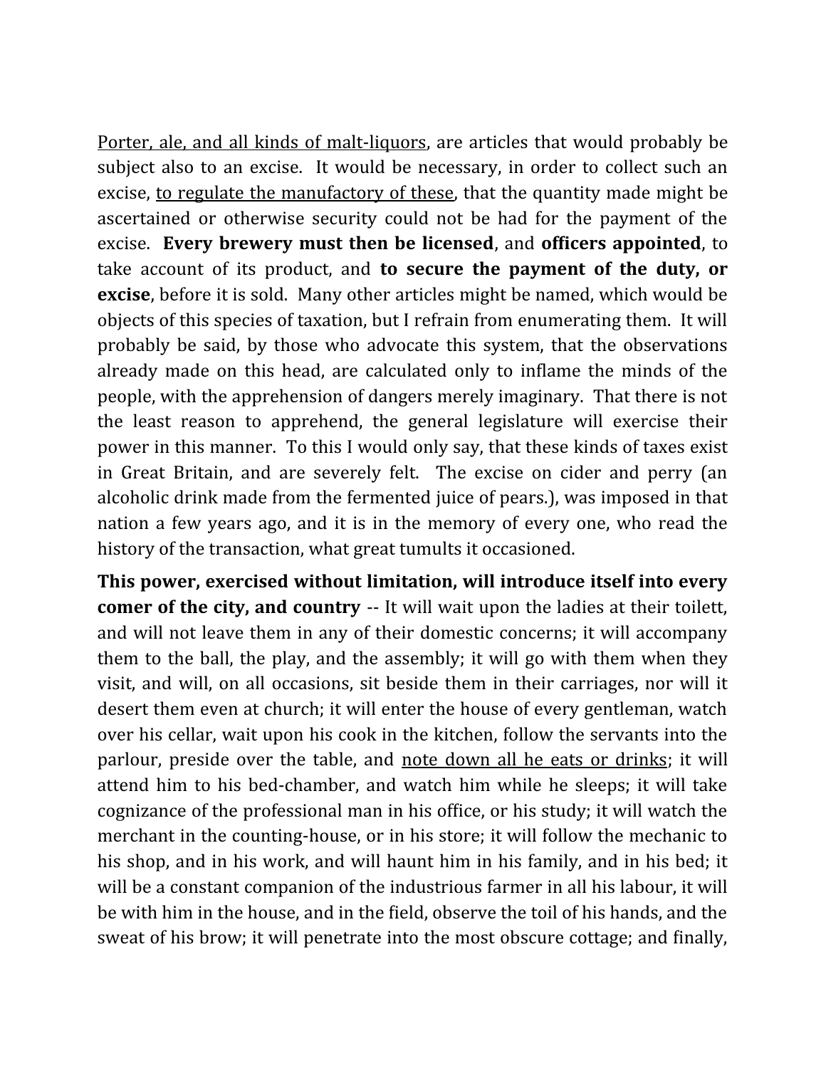<u>Porter, ale, and all kinds of malt-liquors</u>, are articles that would probably be subject also to an excise. It would be necessary, in order to collect such an excise, <u>to regulate the manufactory of these</u>, that the quantity made might be ascertained or otherwise security could not be had for the payment of the excise. **Every brewery must then be licensed**, and **officers appointed**, to take account of its product, and **to secure the payment of the duty, or excise**, before it is sold. Many other articles might be named, which would be objects of this species of taxation, but I refrain from enumerating them. It will probably be said, by those who advocate this system, that the observations already made on this head, are calculated only to inflame the minds of the people, with the apprehension of dangers merely imaginary. That there is not the least reason to apprehend, the general legislature will exercise their power in this manner. To this I would only say, that these kinds of taxes exist in Great Britain, and are severely felt. The excise on cider and perry (an alcoholic drink made from the fermented juice of pears.), was imposed in that nation a few years ago, and it is in the memory of every one, who read the history of the transaction, what great tumults it occasioned.

**This power, exercised without limitation, will introduce itself into every comer of the city, and country** -- It will wait upon the ladies at their toilett, and will not leave them in any of their domestic concerns; it will accompany them to the ball, the play, and the assembly; it will go with them when they visit, and will, on all occasions, sit beside them in their carriages, nor will it desert them even at church; it will enter the house of every gentleman, watch over his cellar, wait upon his cook in the kitchen, follow the servants into the parlour, preside over the table, and <u>note down all he eats or drinks</u>; it will attend him to his bed-chamber, and watch him while he sleeps; it will take cognizance of the professional man in his office, or his study; it will watch the merchant in the counting-house, or in his store; it will follow the mechanic to his shop, and in his work, and will haunt him in his family, and in his bed; it will be a constant companion of the industrious farmer in all his labour, it will be with him in the house, and in the field, observe the toil of his hands, and the sweat of his brow; it will penetrate into the most obscure cottage; and finally,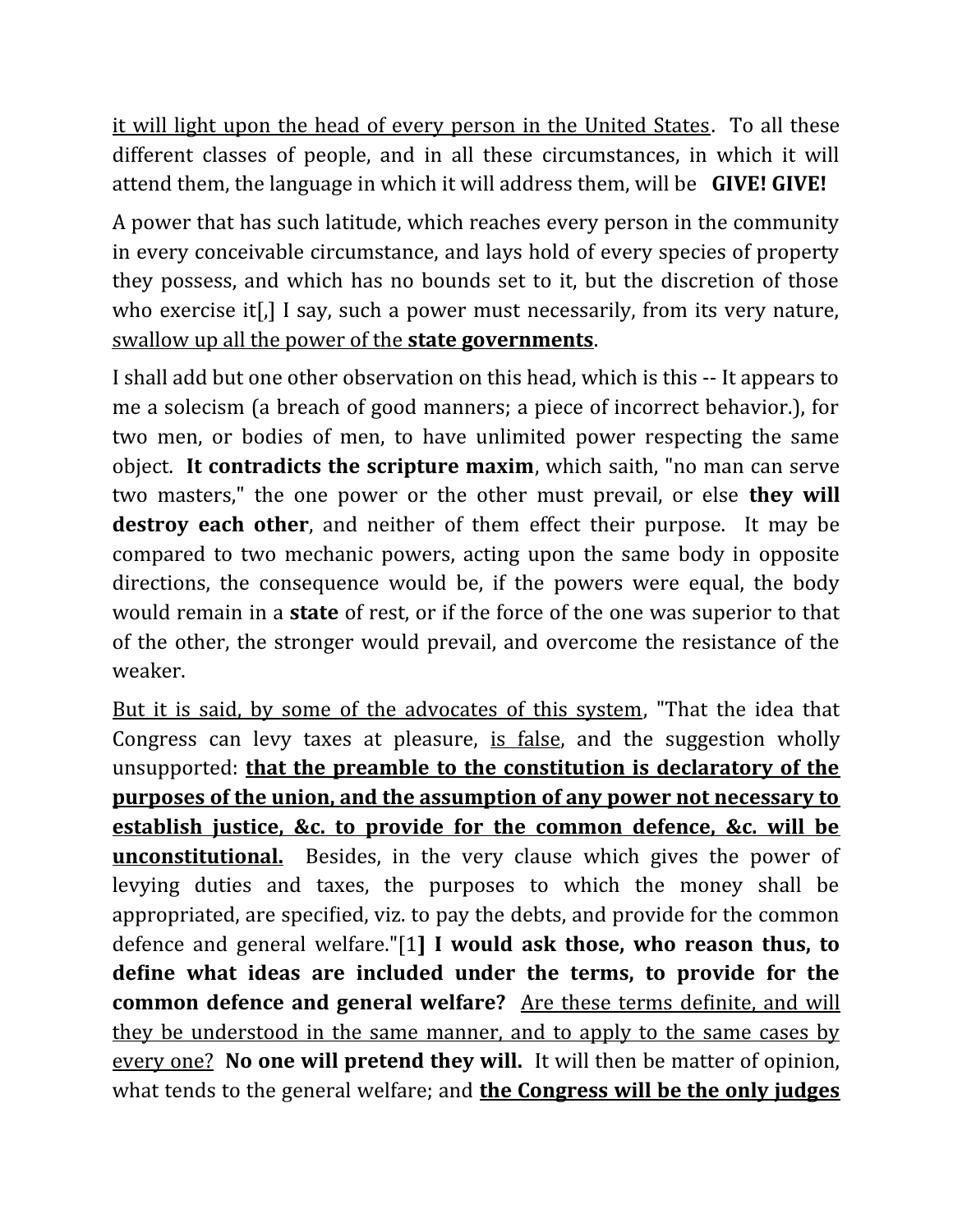<u>it will light upon the head of every person in the United States</u>. To all these different classes of people, and in all these circumstances, in which it will attend them, the language in which it will address them, will be **GIVE! GIVE!**

A power that has such latitude, which reaches every person in the community in every conceivable circumstance, and lays hold of every species of property they possess, and which has no bounds set to it, but the discretion of those who exercise it[,] I say, such a power must necessarily, from its very nature, <u>swallow up all the power of the **state governments**</u>.

I shall add but one other observation on this head, which is this -- It appears to me a solecism (a breach of good manners; a piece of incorrect behavior.), for two men, or bodies of men, to have unlimited power respecting the same object. **It contradicts the scripture maxim**, which saith, "no man can serve two masters," the one power or the other must prevail, or else **they will destroy each other**, and neither of them effect their purpose. It may be compared to two mechanic powers, acting upon the same body in opposite directions, the consequence would be, if the powers were equal, the body would remain in a **state** of rest, or if the force of the one was superior to that of the other, the stronger would prevail, and overcome the resistance of the weaker.

<u>But it is said, by some of the advocates of this system</u>, "That the idea that Congress can levy taxes at pleasure, <u>is false</u>, and the suggestion wholly unsupported: <u>**that the preamble to the constitution is declaratory of the purposes of the union, and the assumption of any power not necessary to establish justice, &c. to provide for the common defence, &c. will be unconstitutional.**</u> Besides, in the very clause which gives the power of levying duties and taxes, the purposes to which the money shall be appropriated, are specified, viz. to pay the debts, and provide for the common defence and general welfare."[1**] I would ask those, who reason thus, to define what ideas are included under the terms, to provide for the common defence and general welfare?** <u>Are these terms definite, and will they be understood in the same manner, and to apply to the same cases by every one?</u> **No one will pretend they will.** It will then be matter of opinion, what tends to the general welfare; and <u>**the Congress will be the only judges**</u>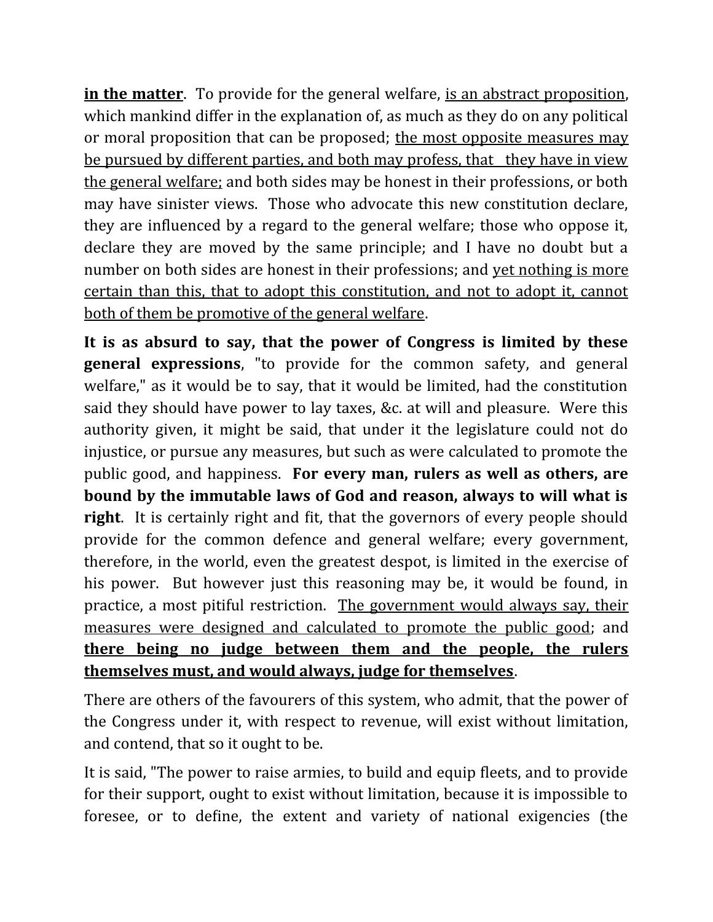**<u>in the matter</u>**. To provide for the general welfare, <u>is an abstract proposition</u>, which mankind differ in the explanation of, as much as they do on any political or moral proposition that can be proposed; <u>the most opposite measures may be pursued by different parties, and both may profess, that they have in view the general welfare;</u> and both sides may be honest in their professions, or both may have sinister views. Those who advocate this new constitution declare, they are influenced by a regard to the general welfare; those who oppose it, declare they are moved by the same principle; and I have no doubt but a number on both sides are honest in their professions; and <u>yet nothing is more certain than this, that to adopt this constitution, and not to adopt it, cannot both of them be promotive of the general welfare</u>.

**It is as absurd to say, that the power of Congress is limited by these general expressions**, "to provide for the common safety, and general welfare," as it would be to say, that it would be limited, had the constitution said they should have power to lay taxes, &c. at will and pleasure. Were this authority given, it might be said, that under it the legislature could not do injustice, or pursue any measures, but such as were calculated to promote the public good, and happiness. **For every man, rulers as well as others, are bound by the immutable laws of God and reason, always to will what is right**. It is certainly right and fit, that the governors of every people should provide for the common defence and general welfare; every government, therefore, in the world, even the greatest despot, is limited in the exercise of his power. But however just this reasoning may be, it would be found, in practice, a most pitiful restriction. <u>The government would always say, their measures were designed and calculated to promote the public good</u>; and **<u>there being no judge between them and the people, the rulers themselves must, and would always, judge for themselves</u>**.

There are others of the favourers of this system, who admit, that the power of the Congress under it, with respect to revenue, will exist without limitation, and contend, that so it ought to be.

It is said, "The power to raise armies, to build and equip fleets, and to provide for their support, ought to exist without limitation, because it is impossible to foresee, or to define, the extent and variety of national exigencies (the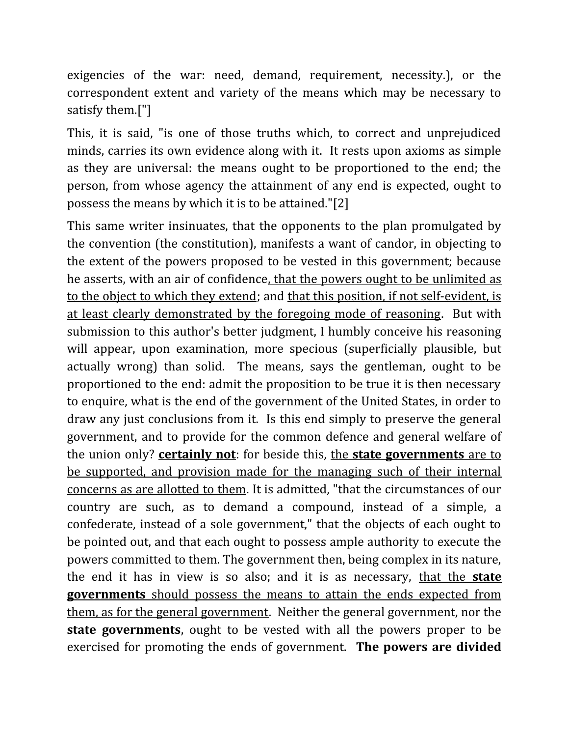exigencies of the war: need, demand, requirement, necessity.), or the correspondent extent and variety of the means which may be necessary to satisfy them.["]

This, it is said, "is one of those truths which, to correct and unprejudiced minds, carries its own evidence along with it. It rests upon axioms as simple as they are universal: the means ought to be proportioned to the end; the person, from whose agency the attainment of any end is expected, ought to possess the means by which it is to be attained."[2]

This same writer insinuates, that the opponents to the plan promulgated by the convention (the constitution), manifests a want of candor, in objecting to the extent of the powers proposed to be vested in this government; because he asserts, with an air of confidence<u>, that the powers ought to be unlimited as to the object to which they extend</u>; and <u>that this position, if not self-evident, is at least clearly demonstrated by the foregoing mode of reasoning</u>. But with submission to this author's better judgment, I humbly conceive his reasoning will appear, upon examination, more specious (superficially plausible, but actually wrong) than solid. The means, says the gentleman, ought to be proportioned to the end: admit the proposition to be true it is then necessary to enquire, what is the end of the government of the United States, in order to draw any just conclusions from it. Is this end simply to preserve the general government, and to provide for the common defence and general welfare of the union only? <u>**certainly not**</u>: for beside this, <u>the **state governments** are to be supported, and provision made for the managing such of their internal concerns as are allotted to them</u>. It is admitted, "that the circumstances of our country are such, as to demand a compound, instead of a simple, a confederate, instead of a sole government," that the objects of each ought to be pointed out, and that each ought to possess ample authority to execute the powers committed to them. The government then, being complex in its nature, the end it has in view is so also; and it is as necessary, <u>that the **state governments** should possess the means to attain the ends expected from them, as for the general government</u>. Neither the general government, nor the **state governments**, ought to be vested with all the powers proper to be exercised for promoting the ends of government. **The powers are divided**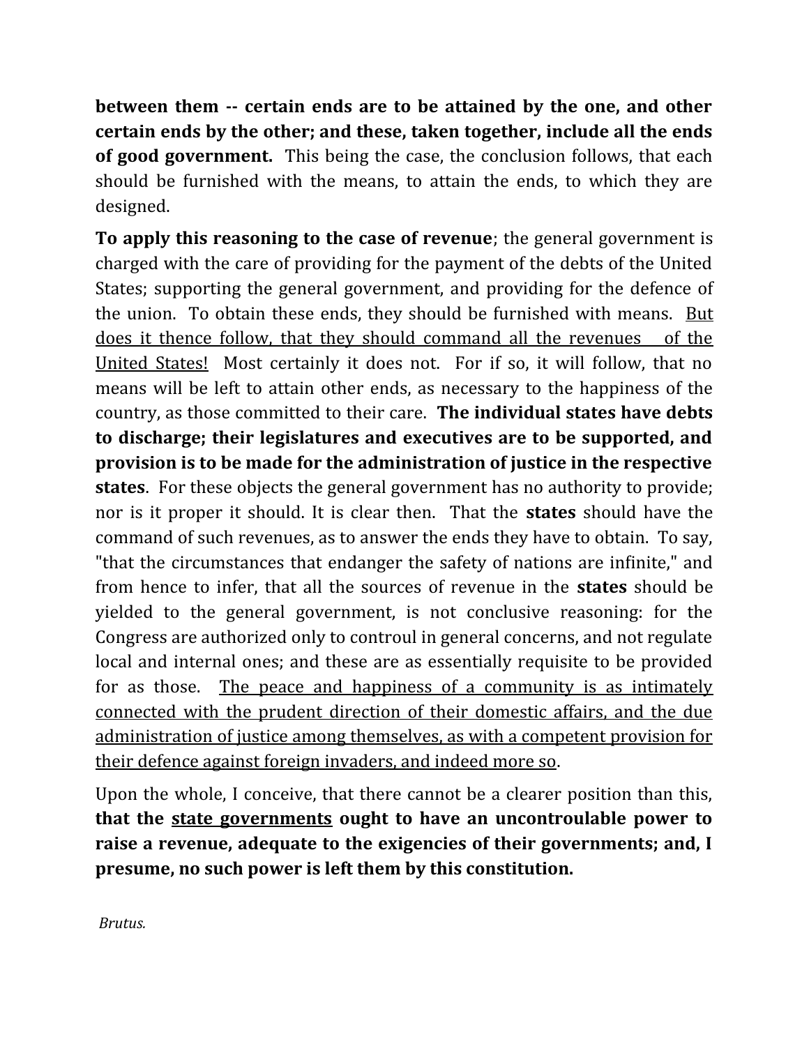**between them -- certain ends are to be attained by the one, and other certain ends by the other; and these, taken together, include all the ends of good government.** This being the case, the conclusion follows, that each should be furnished with the means, to attain the ends, to which they are designed.

**To apply this reasoning to the case of revenue**; the general government is charged with the care of providing for the payment of the debts of the United States; supporting the general government, and providing for the defence of the union. To obtain these ends, they should be furnished with means. <u>But does it thence follow, that they should command all the revenues of the United States!</u> Most certainly it does not. For if so, it will follow, that no means will be left to attain other ends, as necessary to the happiness of the country, as those committed to their care. **The individual states have debts to discharge; their legislatures and executives are to be supported, and provision is to be made for the administration of justice in the respective states**. For these objects the general government has no authority to provide; nor is it proper it should. It is clear then. That the **states** should have the command of such revenues, as to answer the ends they have to obtain. To say, "that the circumstances that endanger the safety of nations are infinite," and from hence to infer, that all the sources of revenue in the **states** should be yielded to the general government, is not conclusive reasoning: for the Congress are authorized only to controul in general concerns, and not regulate local and internal ones; and these are as essentially requisite to be provided for as those. <u>The peace and happiness of a community is as intimately connected with the prudent direction of their domestic affairs, and the due administration of justice among themselves, as with a competent provision for their defence against foreign invaders, and indeed more so</u>.

Upon the whole, I conceive, that there cannot be a clearer position than this, **that the <u>state governments</u> ought to have an uncontroulable power to raise a revenue, adequate to the exigencies of their governments; and, I presume, no such power is left them by this constitution.**

*Brutus.*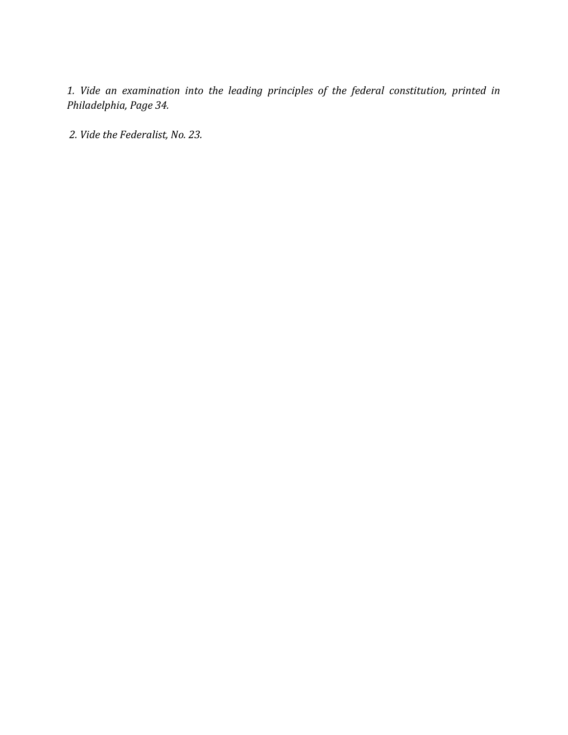*1. Vide an examination into the leading principles of the federal constitution, printed in Philadelphia, Page 34.*

*2. Vide the Federalist, No. 23.*